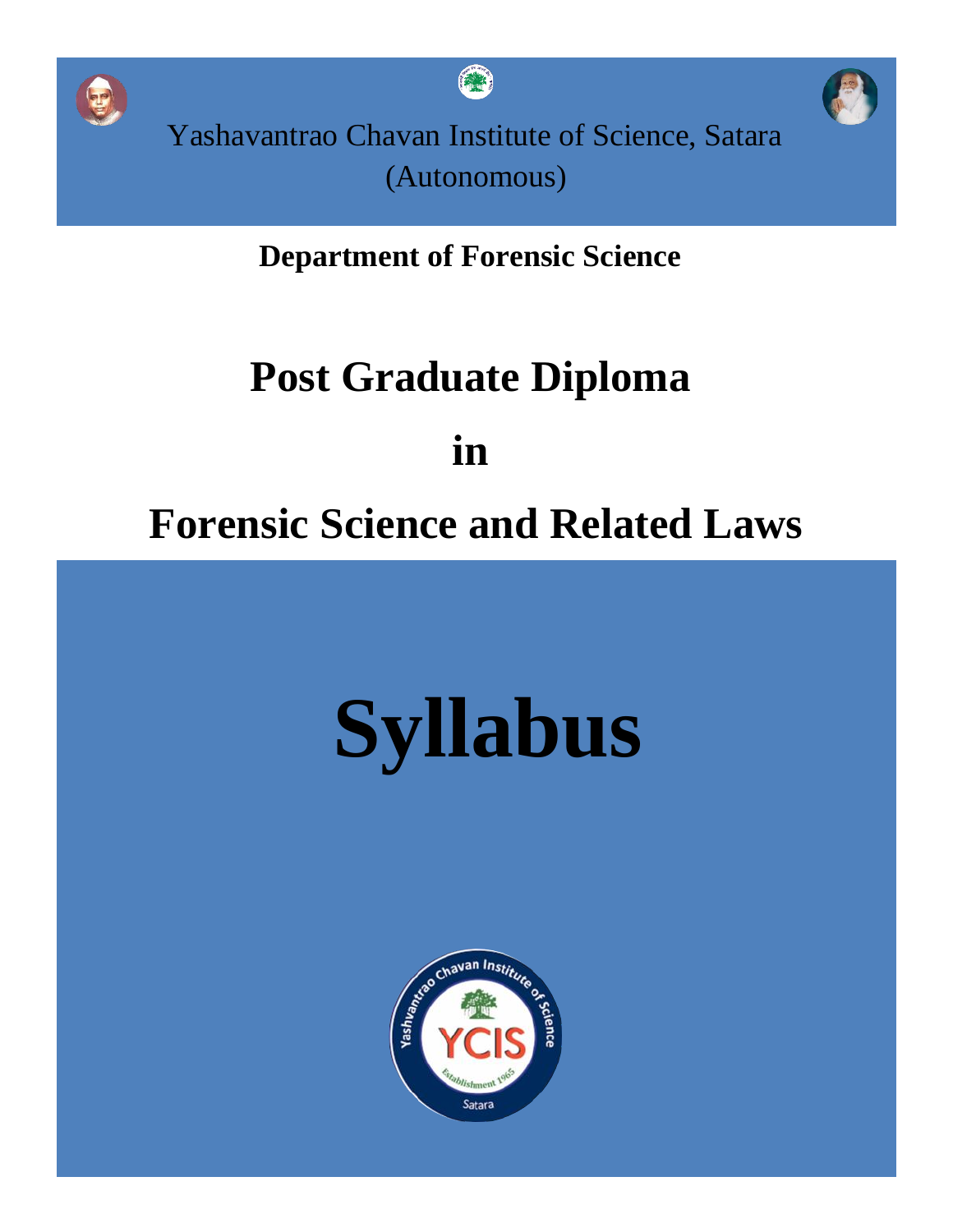Yashavantrao Chavan Institute of Science, Satara

(Autonomous)

**Department of Forensic Science**

# Post Graduate Diploma

# in

# Forensic Science and Related Laws

# Syllabus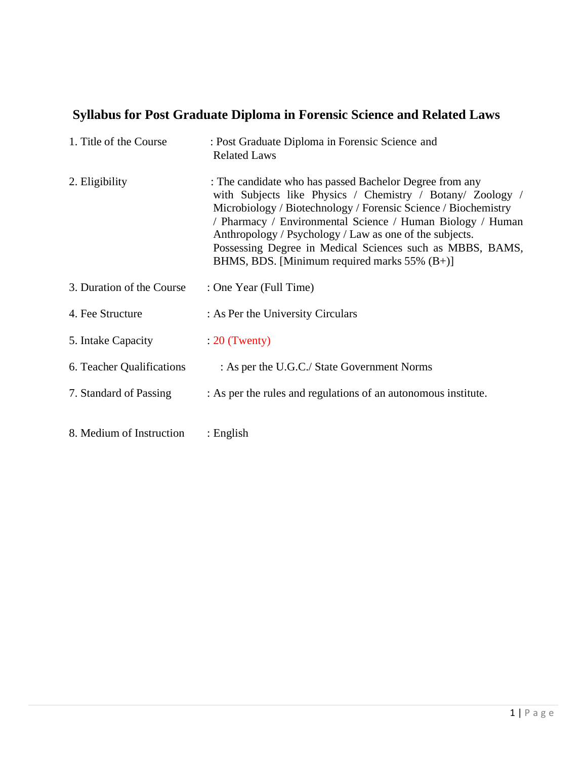## Syllabus for Post Graduate Diploma in Forensic Science and Related Laws

1. Title of the Course : Post Graduate Diploma in Forensic Science and Related Laws

2. Eligibility : The candidate who has passed Bachelor Degree from any with Subjects like Physics / Chemistry / Botany/ Zoology / Microbiology / Biotechnology / Forensic Science / Biochemistry / Pharmacy / Environmental Science / Human Biology / Human Anthropology / Psychology / Law as one of the subjects. Possessing Degree in Medical Sciences such as MBBS, BAMS, BHMS, BDS. [Minimum required marks 55% (B+)]

3. Duration of the Course : One Year (Full Time)

4. Fee Structure : As Per the University Circulars

5. Intake Capacity : 20 (Twenty)

6. Teacher Qualifications : As per the U.G.C./ State Government Norms

7. Standard of Passing : As per the rules and regulations of an autonomous institute.

8. Medium of Instruction : English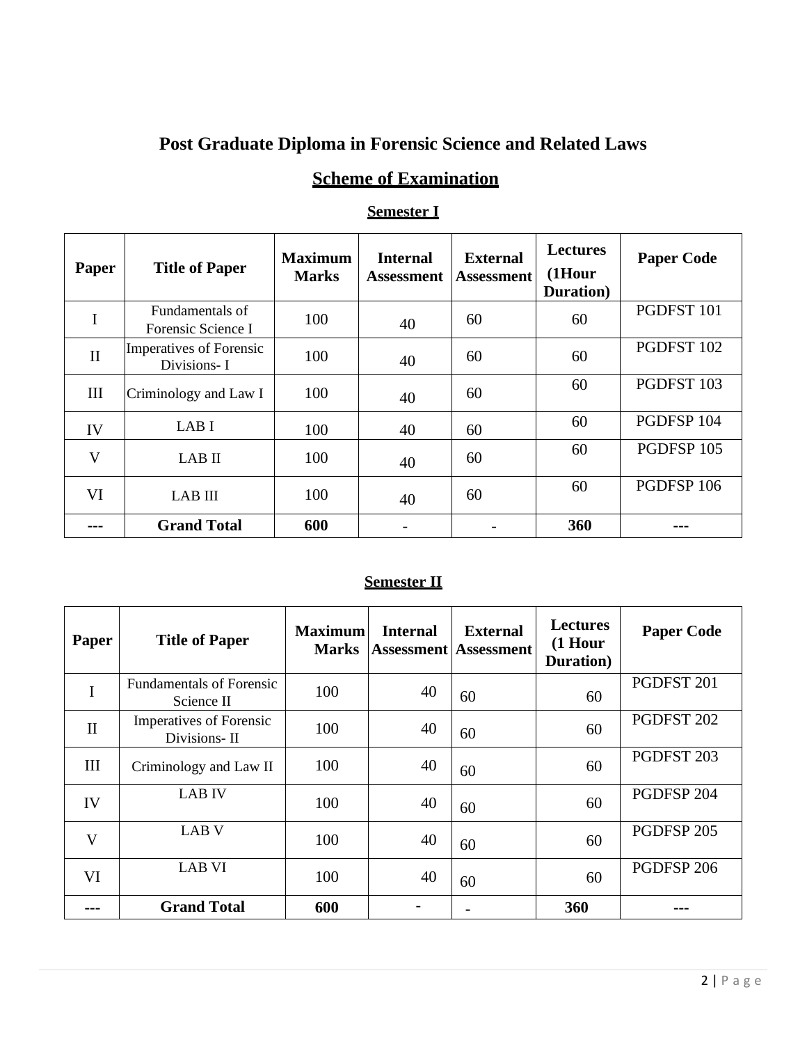# Post Graduate Diploma in Forensic Science and Related Laws

## Scheme of Examination

### Semester I

| Paper | Title of Paper | Maximum Marks | Internal Assessment | External Assessment | Lectures (1Hour Duration) | Paper Code |
|---|---|---|---|---|---|---|
| I | Fundamentals of Forensic Science I | 100 | 40 | 60 | 60 | PGDFST 101 |
| II | Imperatives of Forensic Divisions- I | 100 | 40 | 60 | 60 | PGDFST 102 |
| III | Criminology and Law I | 100 | 40 | 60 | 60 | PGDFST 103 |
| IV | LAB I | 100 | 40 | 60 | 60 | PGDFSP 104 |
| V | LAB II | 100 | 40 | 60 | 60 | PGDFSP 105 |
| VI | LAB III | 100 | 40 | 60 | 60 | PGDFSP 106 |
| --- | **Grand Total** | **600** | - | - | **360** | --- |

### Semester II

| Paper | Title of Paper | Maximum Marks | Internal Assessment | External Assessment | Lectures (1 Hour Duration) | Paper Code |
|---|---|---|---|---|---|---|
| I | Fundamentals of Forensic Science II | 100 | 40 | 60 | 60 | PGDFST 201 |
| II | Imperatives of Forensic Divisions- II | 100 | 40 | 60 | 60 | PGDFST 202 |
| III | Criminology and Law II | 100 | 40 | 60 | 60 | PGDFST 203 |
| IV | LAB IV | 100 | 40 | 60 | 60 | PGDFSP 204 |
| V | LAB V | 100 | 40 | 60 | 60 | PGDFSP 205 |
| VI | LAB VI | 100 | 40 | 60 | 60 | PGDFSP 206 |
| --- | **Grand Total** | **600** | - | - | **360** | --- |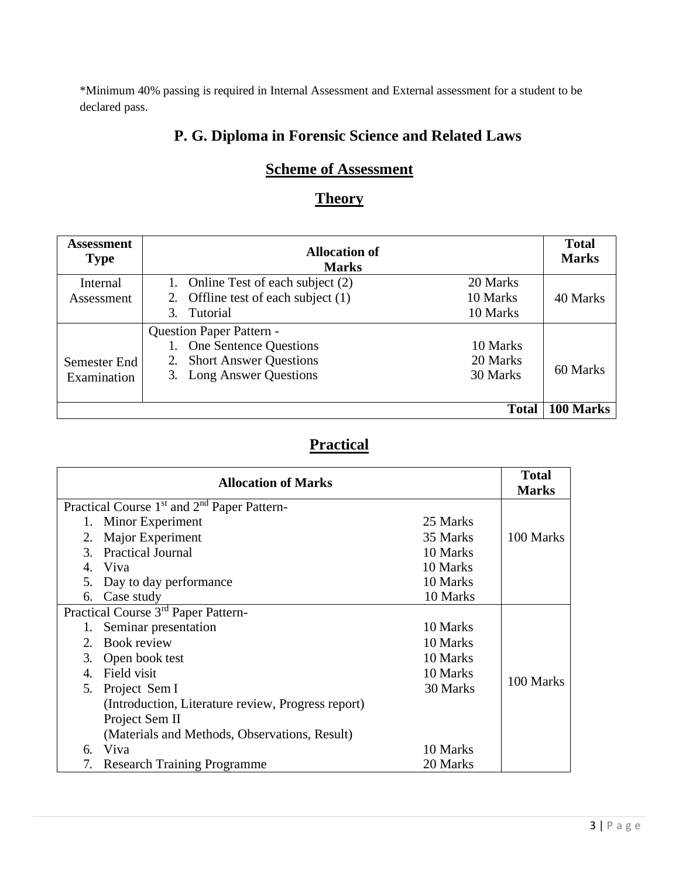*Minimum 40% passing is required in Internal Assessment and External assessment for a student to be declared pass.

## P. G. Diploma in Forensic Science and Related Laws

### Scheme of Assessment

### Theory

| Assessment Type | Allocation of Marks | | Total Marks |
|---|---|---|---|
| Internal Assessment | 1. Online Test of each subject (2)<br>2. Offline test of each subject (1)<br>3. Tutorial | 20 Marks<br>10 Marks<br>10 Marks | 40 Marks |
| Semester End Examination | Question Paper Pattern -<br>1. One Sentence Questions<br>2. Short Answer Questions<br>3. Long Answer Questions | <br>10 Marks<br>20 Marks<br>30 Marks | 60 Marks |
| | | **Total** | **100 Marks** |

### Practical

| Allocation of Marks | | Total Marks |
|---|---|---|
| Practical Course 1st and 2nd Paper Pattern- | | 100 Marks |
| 1. Minor Experiment | 25 Marks | |
| 2. Major Experiment | 35 Marks | |
| 3. Practical Journal | 10 Marks | |
| 4. Viva | 10 Marks | |
| 5. Day to day performance | 10 Marks | |
| 6. Case study | 10 Marks | |
| Practical Course 3rd Paper Pattern- | | 100 Marks |
| 1. Seminar presentation | 10 Marks | |
| 2. Book review | 10 Marks | |
| 3. Open book test | 10 Marks | |
| 4. Field visit | 10 Marks | |
| 5. Project Sem I<br>(Introduction, Literature review, Progress report)<br>Project Sem II<br>(Materials and Methods, Observations, Result) | 30 Marks | |
| 6. Viva | 10 Marks | |
| 7. Research Training Programme | 20 Marks | |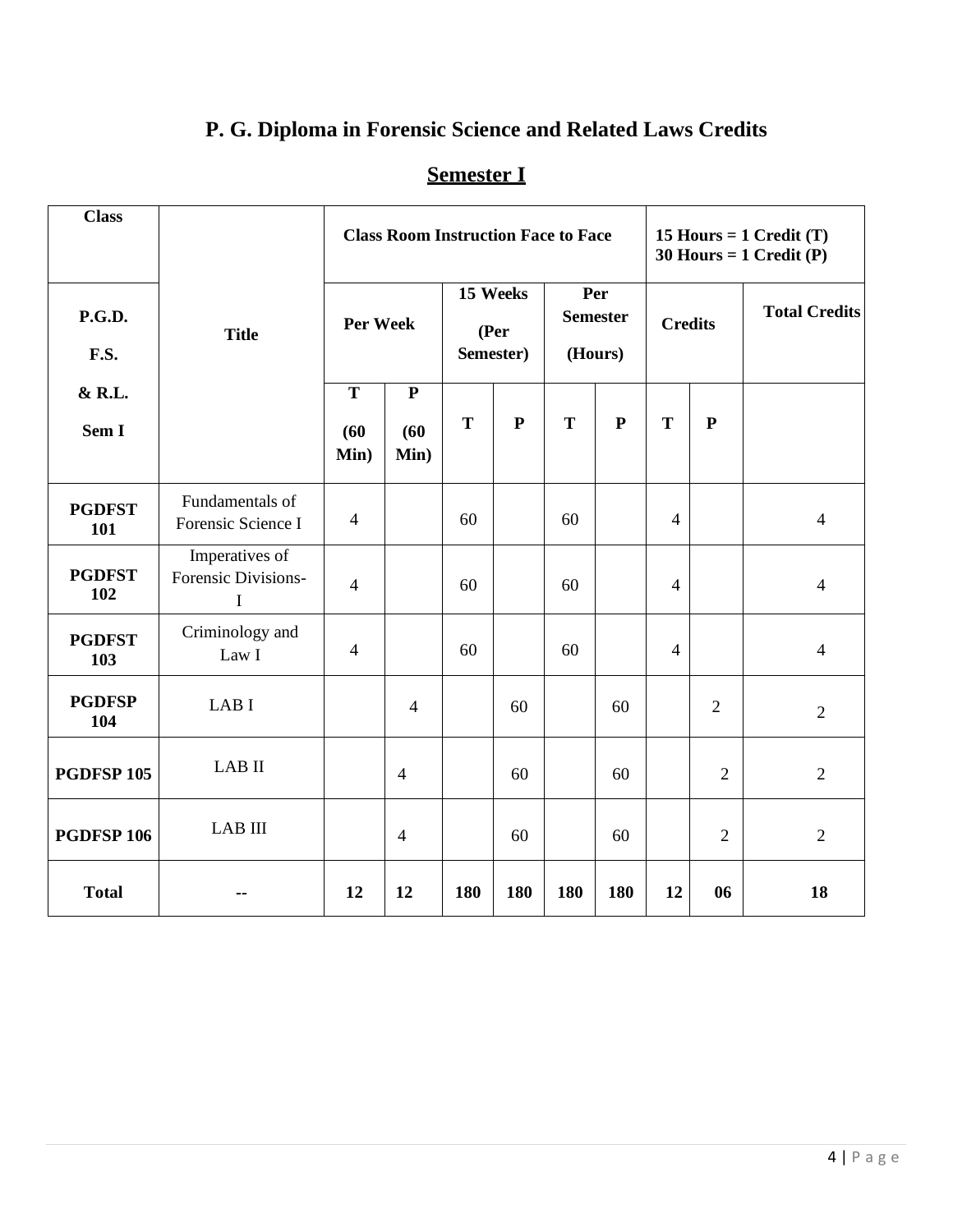# P. G. Diploma in Forensic Science and Related Laws Credits

## Semester I

| Class | Title | Class Room Instruction Face to Face | | | | | | 15 Hours = 1 Credit (T) 30 Hours = 1 Credit (P) | | |
|---|---|---|---|---|---|---|---|---|---|---|
| P.G.D. F.S. & R.L. Sem I | | Per Week | | 15 Weeks (Per Semester) | | Per Semester (Hours) | | Credits | | Total Credits |
| | | T (60 Min) | P (60 Min) | T | P | T | P | T | P | |
| **PGDFST 101** | Fundamentals of Forensic Science I | 4 | | 60 | | 60 | | 4 | | 4 |
| **PGDFST 102** | Imperatives of Forensic Divisions-I | 4 | | 60 | | 60 | | 4 | | 4 |
| **PGDFST 103** | Criminology and Law I | 4 | | 60 | | 60 | | 4 | | 4 |
| **PGDFSP 104** | LAB I | | 4 | | 60 | | 60 | | 2 | 2 |
| **PGDFSP 105** | LAB II | | 4 | | 60 | | 60 | | 2 | 2 |
| **PGDFSP 106** | LAB III | | 4 | | 60 | | 60 | | 2 | 2 |
| **Total** | -- | **12** | **12** | **180** | **180** | **180** | **180** | **12** | **06** | **18** |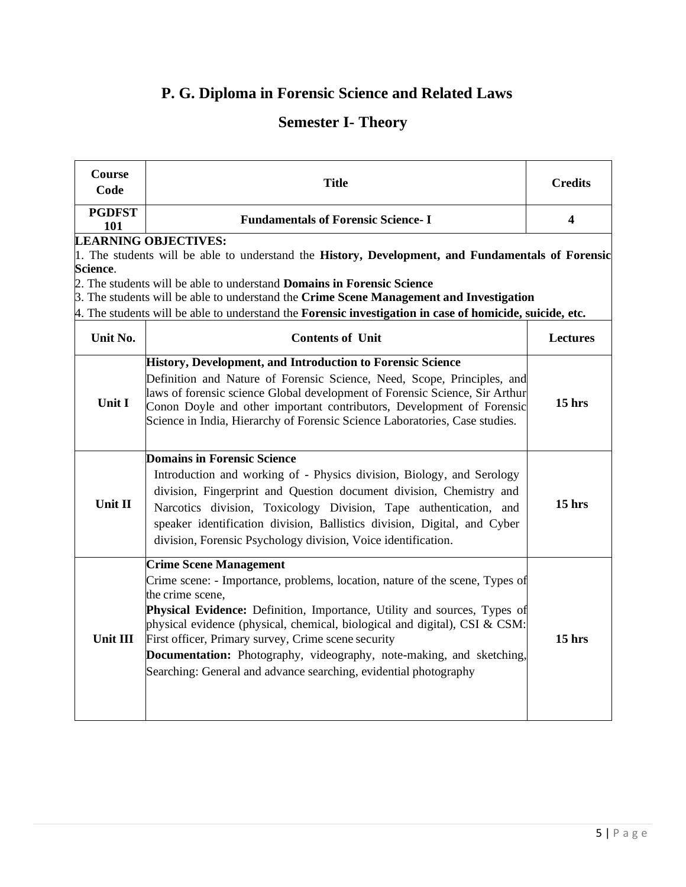# P. G. Diploma in Forensic Science and Related Laws

## Semester I- Theory

| Course Code | Title | Credits |
|---|---|---|
| PGDFST 101 | **Fundamentals of Forensic Science- I** | 4 |

**LEARNING OBJECTIVES:**

1. The students will be able to understand the **History, Development, and Fundamentals of Forensic Science**.
2. The students will be able to understand **Domains in Forensic Science**
3. The students will be able to understand the **Crime Scene Management and Investigation**
4. The students will be able to understand the **Forensic investigation in case of homicide, suicide, etc.**

| Unit No. | Contents of Unit | Lectures |
|---|---|---|
| Unit I | **History, Development, and Introduction to Forensic Science**<br>Definition and Nature of Forensic Science, Need, Scope, Principles, and laws of forensic science Global development of Forensic Science, Sir Arthur Conon Doyle and other important contributors, Development of Forensic Science in India, Hierarchy of Forensic Science Laboratories, Case studies. | 15 hrs |
| Unit II | **Domains in Forensic Science**<br>Introduction and working of - Physics division, Biology, and Serology division, Fingerprint and Question document division, Chemistry and Narcotics division, Toxicology Division, Tape authentication, and speaker identification division, Ballistics division, Digital, and Cyber division, Forensic Psychology division, Voice identification. | 15 hrs |
| Unit III | **Crime Scene Management**<br>Crime scene: - Importance, problems, location, nature of the scene, Types of the crime scene,<br>**Physical Evidence:** Definition, Importance, Utility and sources, Types of physical evidence (physical, chemical, biological and digital), CSI & CSM: First officer, Primary survey, Crime scene security<br>**Documentation:** Photography, videography, note-making, and sketching, Searching: General and advance searching, evidential photography | 15 hrs |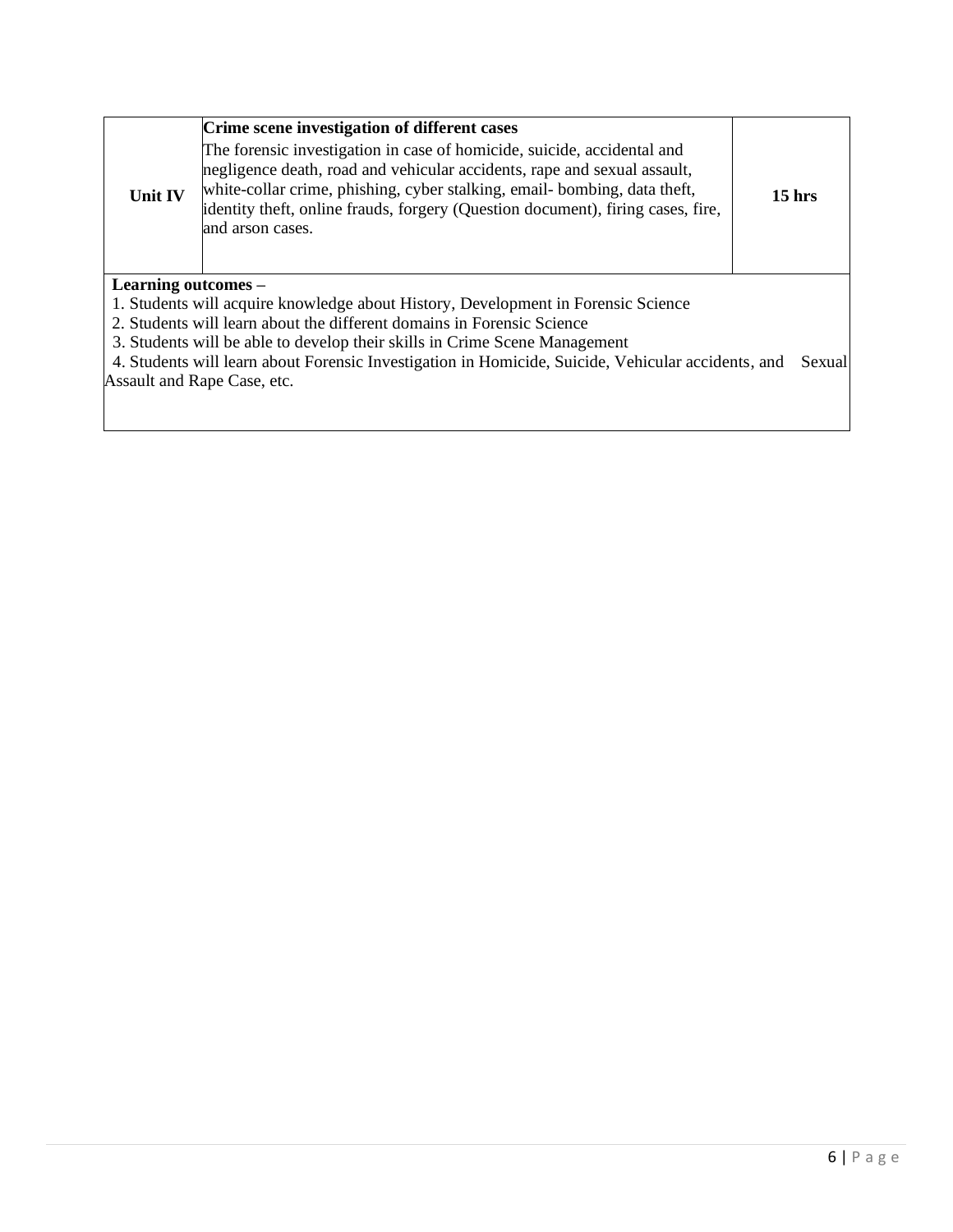| Unit IV | **Crime scene investigation of different cases**<br>The forensic investigation in case of homicide, suicide, accidental and negligence death, road and vehicular accidents, rape and sexual assault, white-collar crime, phishing, cyber stalking, email- bombing, data theft, identity theft, online frauds, forgery (Question document), firing cases, fire, and arson cases. | **15 hrs** |
|---|---|---|

**Learning outcomes –**

1. Students will acquire knowledge about History, Development in Forensic Science
2. Students will learn about the different domains in Forensic Science
3. Students will be able to develop their skills in Crime Scene Management
4. Students will learn about Forensic Investigation in Homicide, Suicide, Vehicular accidents, and Sexual Assault and Rape Case, etc.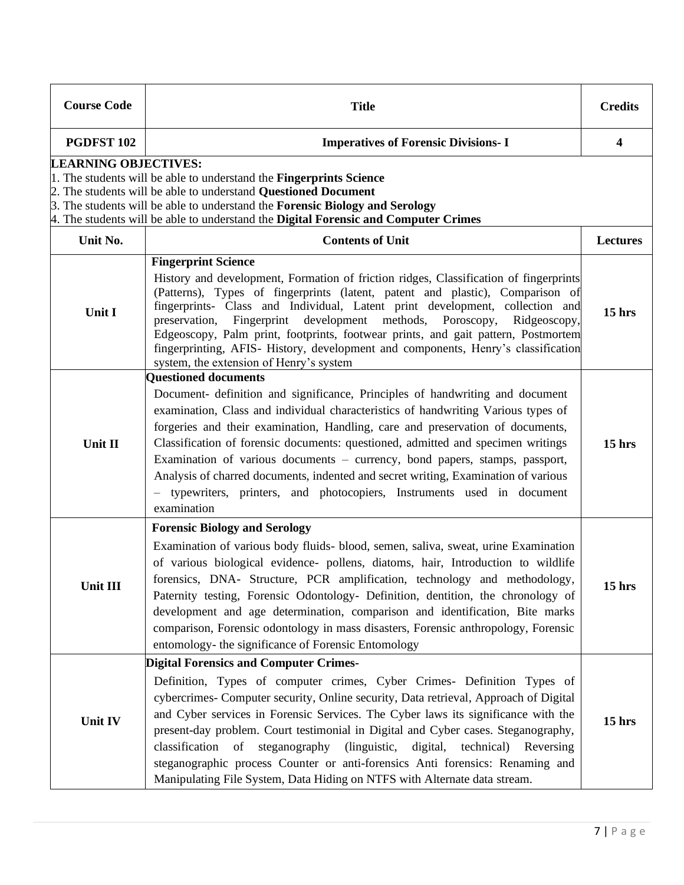| Course Code | Title | Credits |
|---|---|---|
| PGDFST 102 | Imperatives of Forensic Divisions- I | 4 |

**LEARNING OBJECTIVES:**

1. The students will be able to understand the **Fingerprints Science**
2. The students will be able to understand **Questioned Document**
3. The students will be able to understand the **Forensic Biology and Serology**
4. The students will be able to understand the **Digital Forensic and Computer Crimes**

| Unit No. | Contents of Unit | Lectures |
|---|---|---|
| Unit I | **Fingerprint Science** History and development, Formation of friction ridges, Classification of fingerprints (Patterns), Types of fingerprints (latent, patent and plastic), Comparison of fingerprints- Class and Individual, Latent print development, collection and preservation, Fingerprint development methods, Poroscopy, Ridgeoscopy, Edgeoscopy, Palm print, footprints, footwear prints, and gait pattern, Postmortem fingerprinting, AFIS- History, development and components, Henry's classification system, the extension of Henry's system | 15 hrs |
| Unit II | **Questioned documents** Document- definition and significance, Principles of handwriting and document examination, Class and individual characteristics of handwriting Various types of forgeries and their examination, Handling, care and preservation of documents, Classification of forensic documents: questioned, admitted and specimen writings Examination of various documents – currency, bond papers, stamps, passport, Analysis of charred documents, indented and secret writing, Examination of various – typewriters, printers, and photocopiers, Instruments used in document examination | 15 hrs |
| Unit III | **Forensic Biology and Serology** Examination of various body fluids- blood, semen, saliva, sweat, urine Examination of various biological evidence- pollens, diatoms, hair, Introduction to wildlife forensics, DNA- Structure, PCR amplification, technology and methodology, Paternity testing, Forensic Odontology- Definition, dentition, the chronology of development and age determination, comparison and identification, Bite marks comparison, Forensic odontology in mass disasters, Forensic anthropology, Forensic entomology- the significance of Forensic Entomology | 15 hrs |
| Unit IV | **Digital Forensics and Computer Crimes-** Definition, Types of computer crimes, Cyber Crimes- Definition Types of cybercrimes- Computer security, Online security, Data retrieval, Approach of Digital and Cyber services in Forensic Services. The Cyber laws its significance with the present-day problem. Court testimonial in Digital and Cyber cases. Steganography, classification of steganography (linguistic, digital, technical) Reversing steganographic process Counter or anti-forensics Anti forensics: Renaming and Manipulating File System, Data Hiding on NTFS with Alternate data stream. | 15 hrs |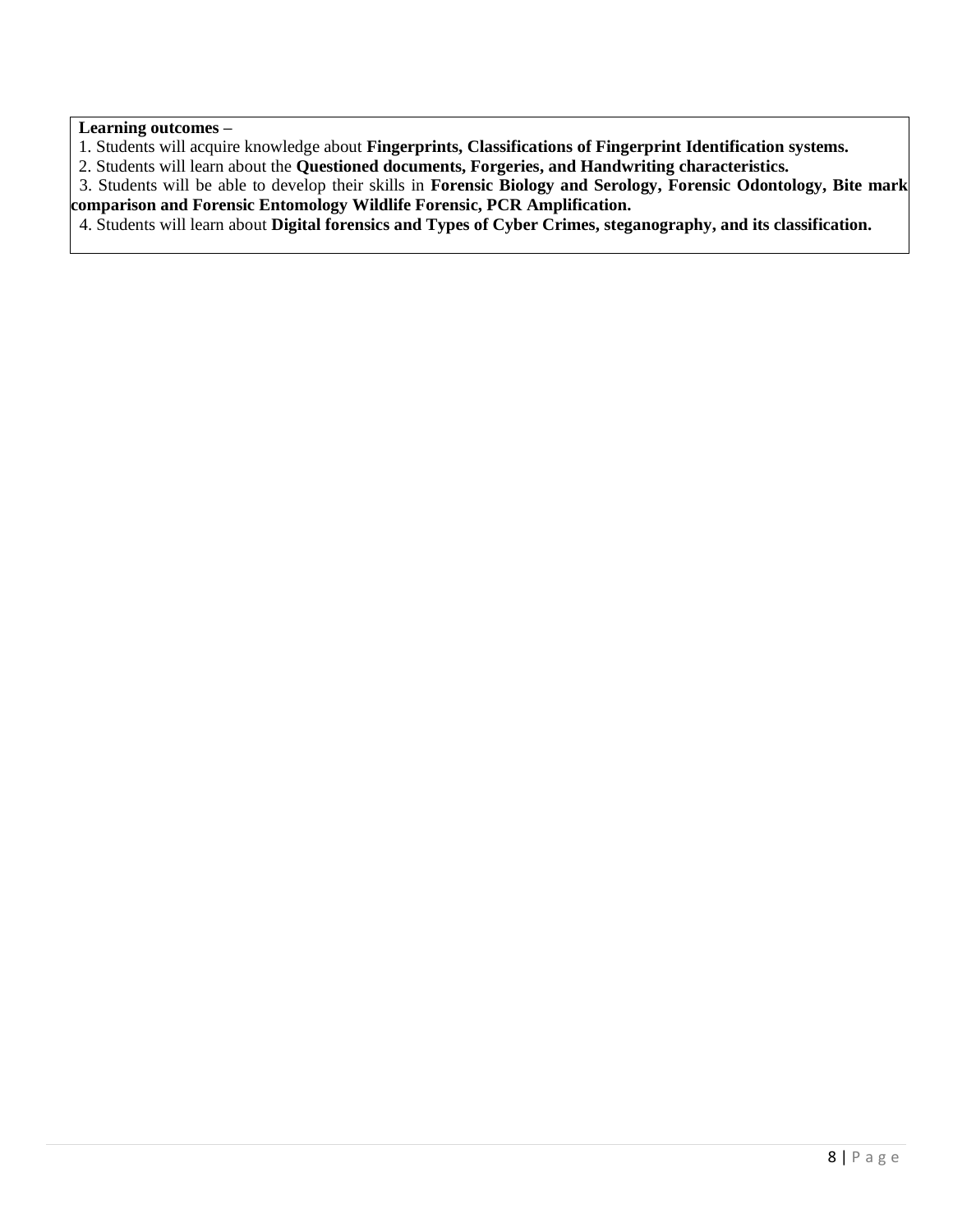**Learning outcomes –**

1. Students will acquire knowledge about **Fingerprints, Classifications of Fingerprint Identification systems.**
2. Students will learn about the **Questioned documents, Forgeries, and Handwriting characteristics.**
3. Students will be able to develop their skills in **Forensic Biology and Serology, Forensic Odontology, Bite mark comparison and Forensic Entomology Wildlife Forensic, PCR Amplification.**
4. Students will learn about **Digital forensics and Types of Cyber Crimes, steganography, and its classification.**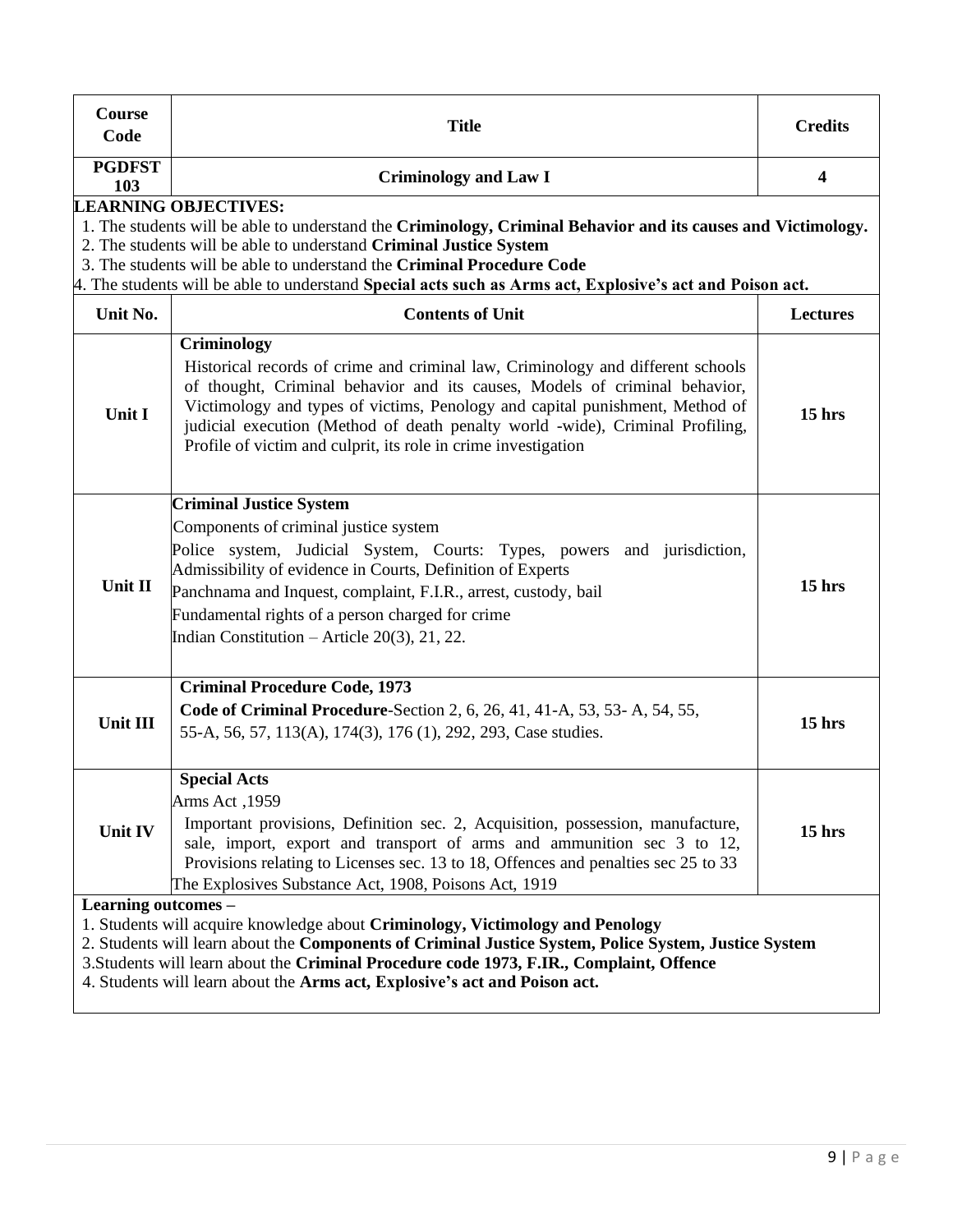| Course Code | Title | Credits |
|---|---|---|
| PGDFST 103 | Criminology and Law I | 4 |

**LEARNING OBJECTIVES:**

1. The students will be able to understand the **Criminology, Criminal Behavior and its causes and Victimology.**
2. The students will be able to understand **Criminal Justice System**
3. The students will be able to understand the **Criminal Procedure Code**
4. The students will be able to understand **Special acts such as Arms act, Explosive's act and Poison act.**

| Unit No. | Contents of Unit | Lectures |
|---|---|---|
| Unit I | **Criminology**<br>Historical records of crime and criminal law, Criminology and different schools of thought, Criminal behavior and its causes, Models of criminal behavior, Victimology and types of victims, Penology and capital punishment, Method of judicial execution (Method of death penalty world -wide), Criminal Profiling, Profile of victim and culprit, its role in crime investigation | 15 hrs |
| Unit II | **Criminal Justice System**<br>Components of criminal justice system<br>Police system, Judicial System, Courts: Types, powers and jurisdiction, Admissibility of evidence in Courts, Definition of Experts<br>Panchnama and Inquest, complaint, F.I.R., arrest, custody, bail<br>Fundamental rights of a person charged for crime<br>Indian Constitution – Article 20(3), 21, 22. | 15 hrs |
| Unit III | **Criminal Procedure Code, 1973**<br>**Code of Criminal Procedure**-Section 2, 6, 26, 41, 41-A, 53, 53- A, 54, 55, 55-A, 56, 57, 113(A), 174(3), 176 (1), 292, 293, Case studies. | 15 hrs |
| Unit IV | **Special Acts**<br>Arms Act ,1959<br>Important provisions, Definition sec. 2, Acquisition, possession, manufacture, sale, import, export and transport of arms and ammunition sec 3 to 12, Provisions relating to Licenses sec. 13 to 18, Offences and penalties sec 25 to 33<br>The Explosives Substance Act, 1908, Poisons Act, 1919 | 15 hrs |

**Learning outcomes –**

1. Students will acquire knowledge about **Criminology, Victimology and Penology**
2. Students will learn about the **Components of Criminal Justice System, Police System, Justice System**
3. Students will learn about the **Criminal Procedure code 1973, F.IR., Complaint, Offence**
4. Students will learn about the **Arms act, Explosive's act and Poison act.**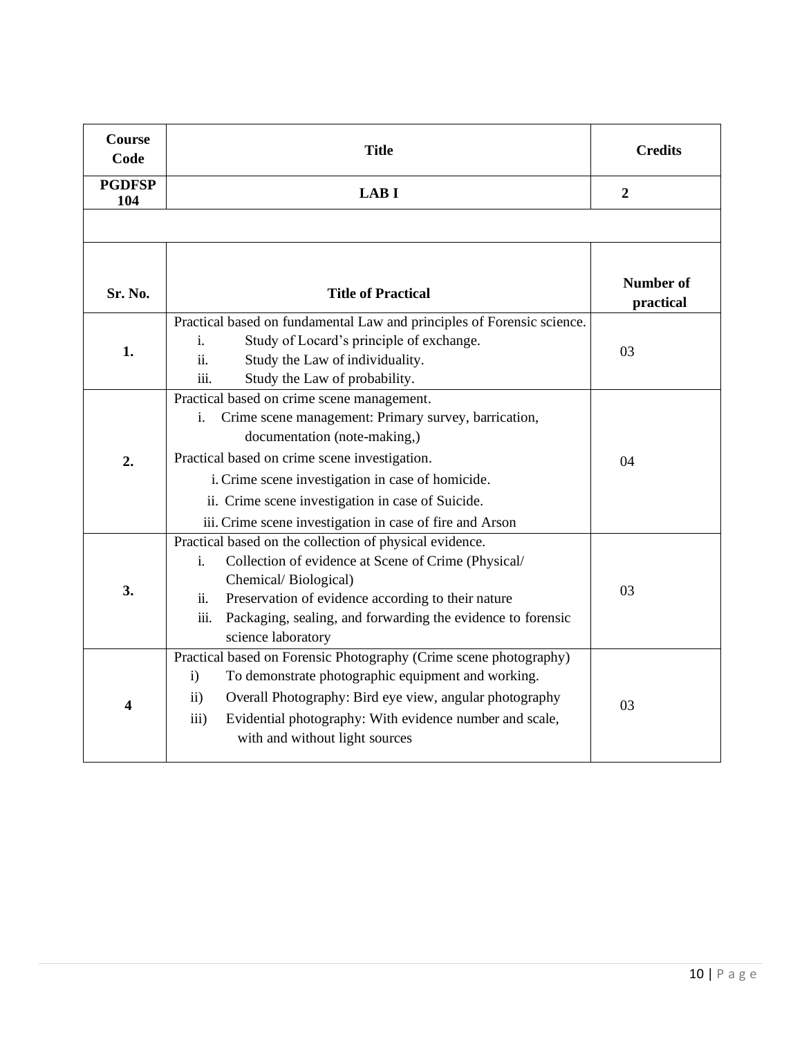| Course Code | Title | Credits |
|---|---|---|
| PGDFSP 104 | LAB I | 2 |

| Sr. No. | Title of Practical | Number of practical |
|---|---|---|
| 1. | Practical based on fundamental Law and principles of Forensic science.<br>i. Study of Locard's principle of exchange.<br>ii. Study the Law of individuality.<br>iii. Study the Law of probability. | 03 |
| 2. | Practical based on crime scene management.<br>i. Crime scene management: Primary survey, barrication, documentation (note-making,)<br>Practical based on crime scene investigation.<br>i. Crime scene investigation in case of homicide.<br>ii. Crime scene investigation in case of Suicide.<br>iii. Crime scene investigation in case of fire and Arson | 04 |
| 3. | Practical based on the collection of physical evidence.<br>i. Collection of evidence at Scene of Crime (Physical/ Chemical/ Biological)<br>ii. Preservation of evidence according to their nature<br>iii. Packaging, sealing, and forwarding the evidence to forensic science laboratory | 03 |
| 4 | Practical based on Forensic Photography (Crime scene photography)<br>i) To demonstrate photographic equipment and working.<br>ii) Overall Photography: Bird eye view, angular photography<br>iii) Evidential photography: With evidence number and scale, with and without light sources | 03 |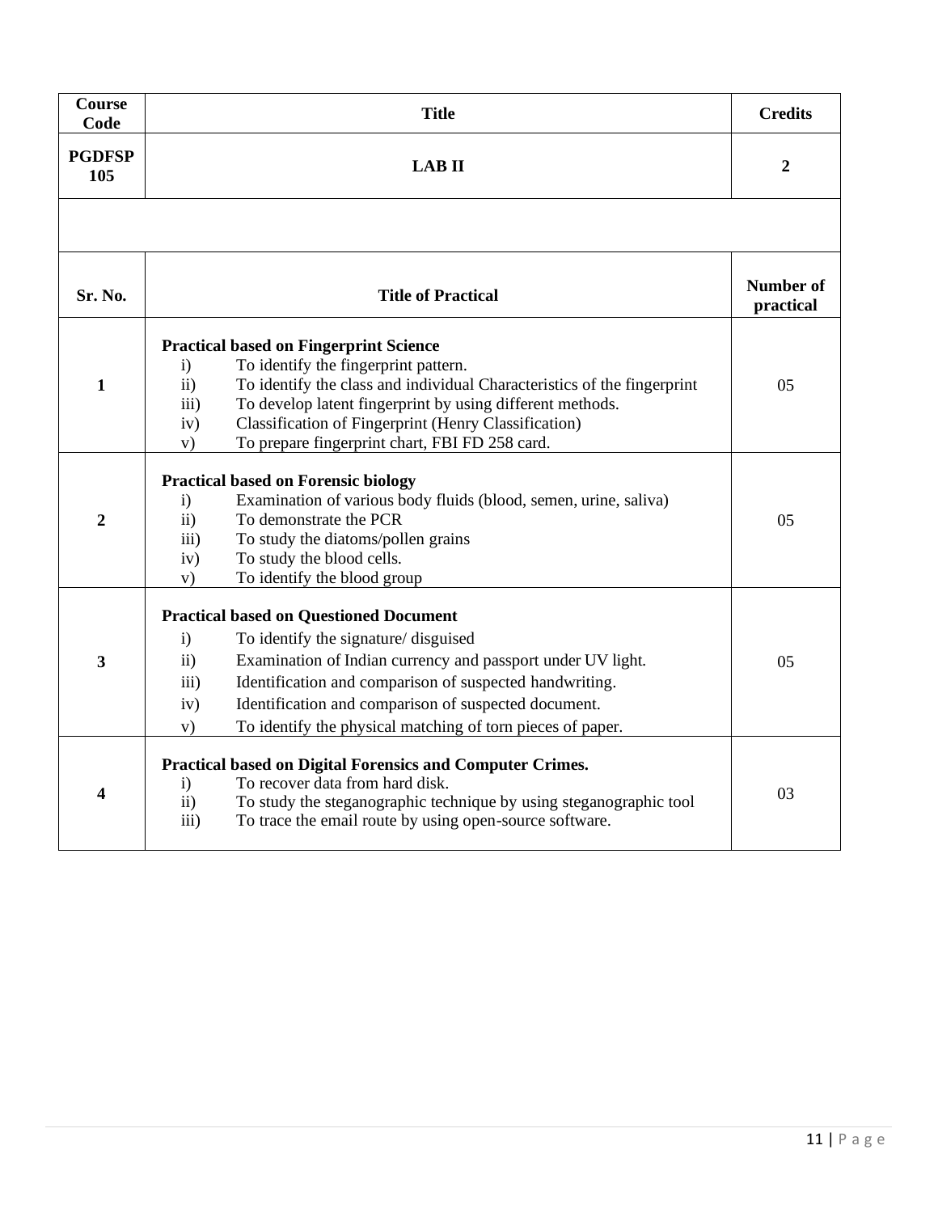| Course Code | Title | Credits |
|---|---|---|
| PGDFSP 105 | LAB II | 2 |

| Sr. No. | Title of Practical | Number of practical |
|---|---|---|
| 1 | **Practical based on Fingerprint Science**<br>i) To identify the fingerprint pattern.<br>ii) To identify the class and individual Characteristics of the fingerprint<br>iii) To develop latent fingerprint by using different methods.<br>iv) Classification of Fingerprint (Henry Classification)<br>v) To prepare fingerprint chart, FBI FD 258 card. | 05 |
| 2 | **Practical based on Forensic biology**<br>i) Examination of various body fluids (blood, semen, urine, saliva)<br>ii) To demonstrate the PCR<br>iii) To study the diatoms/pollen grains<br>iv) To study the blood cells.<br>v) To identify the blood group | 05 |
| 3 | **Practical based on Questioned Document**<br>i) To identify the signature/ disguised<br>ii) Examination of Indian currency and passport under UV light.<br>iii) Identification and comparison of suspected handwriting.<br>iv) Identification and comparison of suspected document.<br>v) To identify the physical matching of torn pieces of paper. | 05 |
| 4 | **Practical based on Digital Forensics and Computer Crimes.**<br>i) To recover data from hard disk.<br>ii) To study the steganographic technique by using steganographic tool<br>iii) To trace the email route by using open-source software. | 03 |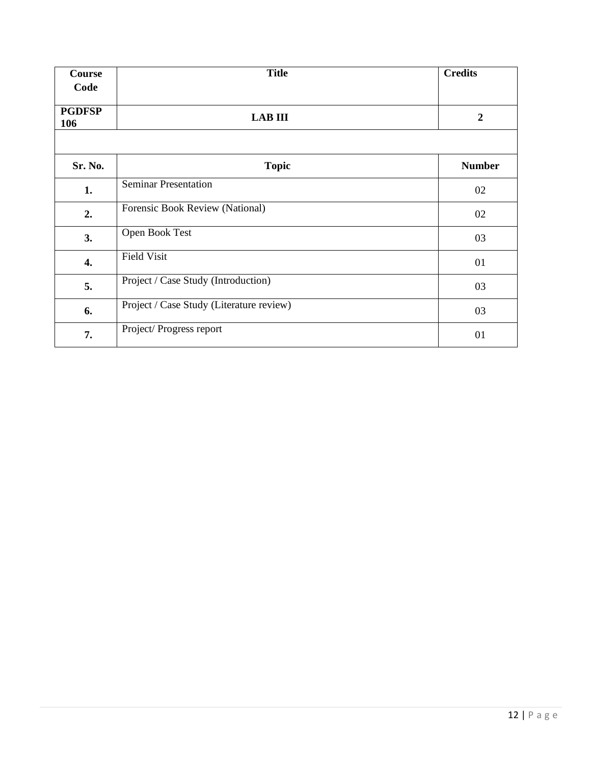| Course Code | Title | Credits |
|---|---|---|
| **PGDFSP 106** | **LAB III** | **2** |
| | | |
| **Sr. No.** | **Topic** | **Number** |
| **1.** | Seminar Presentation | 02 |
| **2.** | Forensic Book Review (National) | 02 |
| **3.** | Open Book Test | 03 |
| **4.** | Field Visit | 01 |
| **5.** | Project / Case Study (Introduction) | 03 |
| **6.** | Project / Case Study (Literature review) | 03 |
| **7.** | Project/ Progress report | 01 |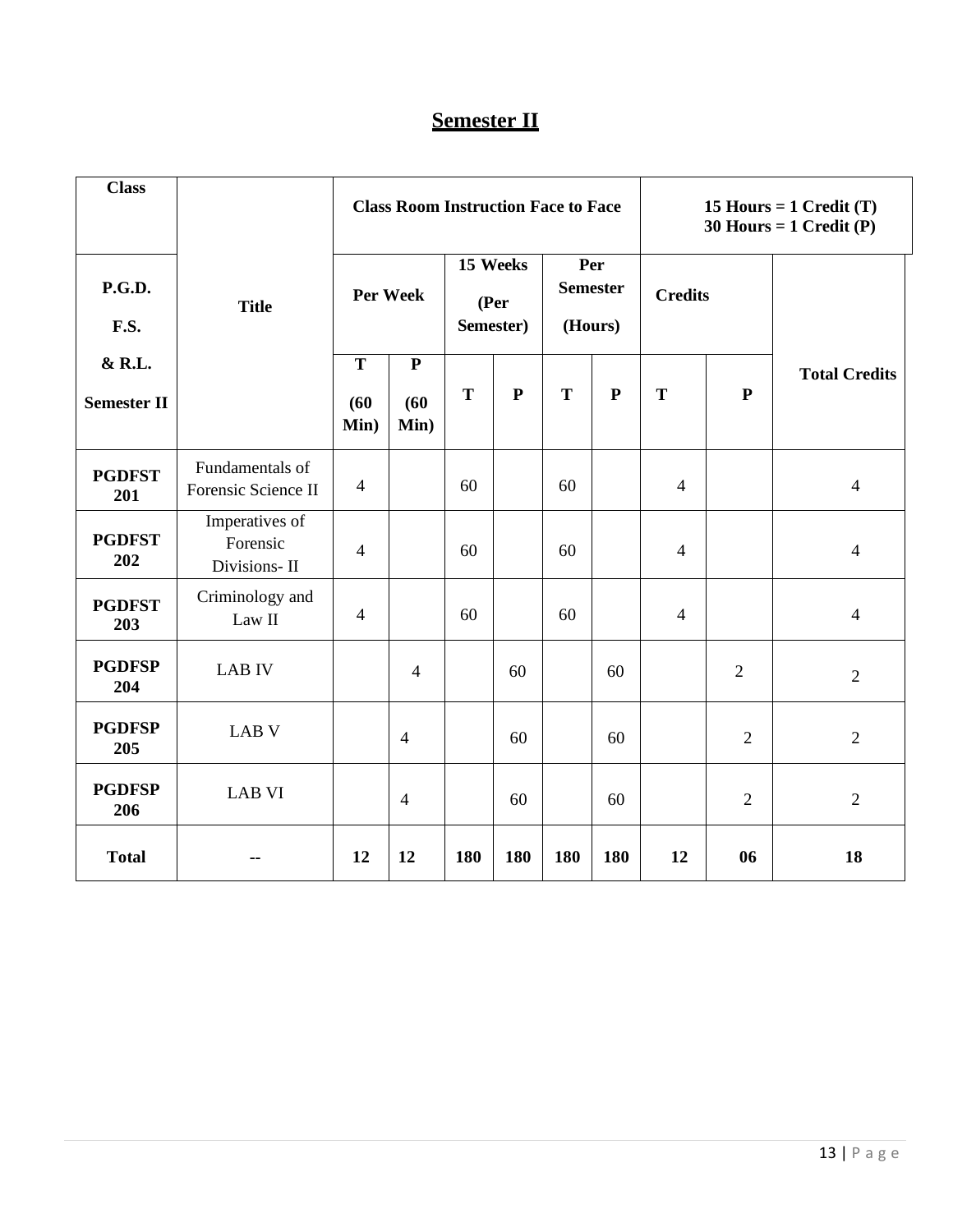# Semester II

| Class | Title | Class Room Instruction Face to Face | | | | | | 15 Hours = 1 Credit (T) 30 Hours = 1 Credit (P) | | |
|---|---|---|---|---|---|---|---|---|---|---|
| P.G.D. F.S. & R.L. Semester II | | Per Week | | 15 Weeks (Per Semester) | | Per Semester (Hours) | | Credits | | Total Credits |
| | | T (60 Min) | P (60 Min) | T | P | T | P | T | P | |
| **PGDFST 201** | Fundamentals of Forensic Science II | 4 | | 60 | | 60 | | 4 | | 4 |
| **PGDFST 202** | Imperatives of Forensic Divisions- II | 4 | | 60 | | 60 | | 4 | | 4 |
| **PGDFST 203** | Criminology and Law II | 4 | | 60 | | 60 | | 4 | | 4 |
| **PGDFSP 204** | LAB IV | | 4 | | 60 | | 60 | | 2 | 2 |
| **PGDFSP 205** | LAB V | | 4 | | 60 | | 60 | | 2 | 2 |
| **PGDFSP 206** | LAB VI | | 4 | | 60 | | 60 | | 2 | 2 |
| **Total** | -- | **12** | **12** | **180** | **180** | **180** | **180** | **12** | **06** | **18** |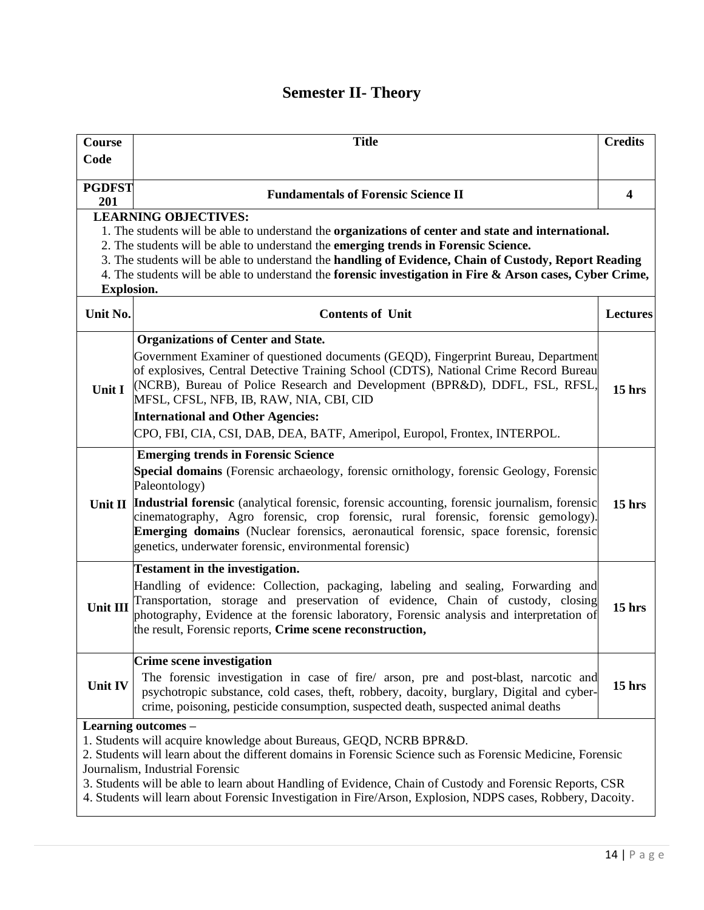# Semester II- Theory

| Course Code | Title | Credits |
|---|---|---|
| PGDFST 201 | **Fundamentals of Forensic Science II** | 4 |

**LEARNING OBJECTIVES:**

1. The students will be able to understand the **organizations of center and state and international.**
2. The students will be able to understand the **emerging trends in Forensic Science.**
3. The students will be able to understand the **handling of Evidence, Chain of Custody, Report Reading**
4. The students will be able to understand the **forensic investigation in Fire & Arson cases, Cyber Crime, Explosion.**

| Unit No. | Contents of Unit | Lectures |
|---|---|---|
| Unit I | **Organizations of Center and State.** Government Examiner of questioned documents (GEQD), Fingerprint Bureau, Department of explosives, Central Detective Training School (CDTS), National Crime Record Bureau (NCRB), Bureau of Police Research and Development (BPR&D), DDFL, FSL, RFSL, MFSL, CFSL, NFB, IB, RAW, NIA, CBI, CID **International and Other Agencies:** CPO, FBI, CIA, CSI, DAB, DEA, BATF, Ameripol, Europol, Frontex, INTERPOL. | 15 hrs |
| Unit II | **Emerging trends in Forensic Science** **Special domains** (Forensic archaeology, forensic ornithology, forensic Geology, Forensic Paleontology) **Industrial forensic** (analytical forensic, forensic accounting, forensic journalism, forensic cinematography, Agro forensic, crop forensic, rural forensic, forensic gemology). **Emerging domains** (Nuclear forensics, aeronautical forensic, space forensic, forensic genetics, underwater forensic, environmental forensic) | 15 hrs |
| Unit III | **Testament in the investigation.** Handling of evidence: Collection, packaging, labeling and sealing, Forwarding and Transportation, storage and preservation of evidence, Chain of custody, closing photography, Evidence at the forensic laboratory, Forensic analysis and interpretation of the result, Forensic reports, **Crime scene reconstruction,** | 15 hrs |
| Unit IV | **Crime scene investigation** The forensic investigation in case of fire/ arson, pre and post-blast, narcotic and psychotropic substance, cold cases, theft, robbery, dacoity, burglary, Digital and cyber-crime, poisoning, pesticide consumption, suspected death, suspected animal deaths | 15 hrs |

**Learning outcomes –**

1. Students will acquire knowledge about Bureaus, GEQD, NCRB BPR&D.
2. Students will learn about the different domains in Forensic Science such as Forensic Medicine, Forensic Journalism, Industrial Forensic
3. Students will be able to learn about Handling of Evidence, Chain of Custody and Forensic Reports, CSR
4. Students will learn about Forensic Investigation in Fire/Arson, Explosion, NDPS cases, Robbery, Dacoity.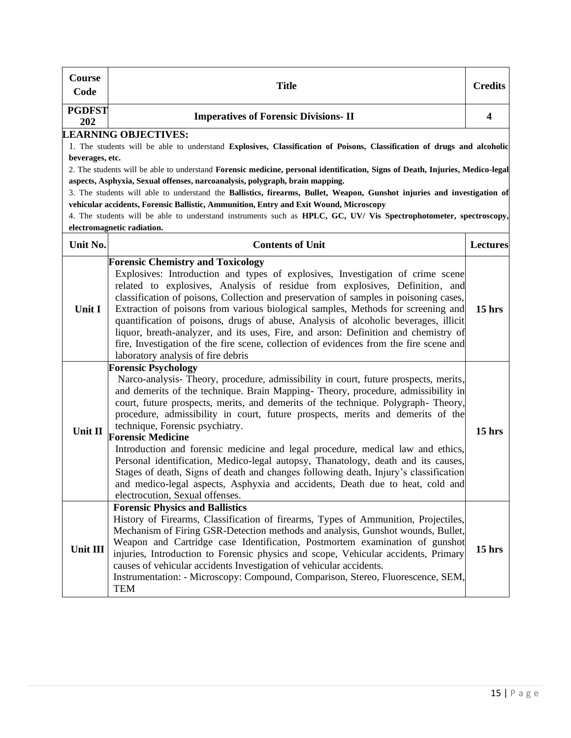| Course Code | Title | Credits |
|---|---|---|
| PGDFST 202 | **Imperatives of Forensic Divisions- II** | 4 |

**LEARNING OBJECTIVES:**

1. The students will be able to understand **Explosives, Classification of Poisons, Classification of drugs and alcoholic beverages, etc.**
2. The students will be able to understand **Forensic medicine, personal identification, Signs of Death, Injuries, Medico-legal aspects, Asphyxia, Sexual offenses, narcoanalysis, polygraph, brain mapping.**
3. The students will able to understand the **Ballistics, firearms, Bullet, Weapon, Gunshot injuries and investigation of vehicular accidents, Forensic Ballistic, Ammunition, Entry and Exit Wound, Microscopy**
4. The students will be able to understand instruments such as **HPLC, GC, UV/ Vis Spectrophotometer, spectroscopy, electromagnetic radiation.**

| Unit No. | Contents of Unit | Lectures |
|---|---|---|
| Unit I | **Forensic Chemistry and Toxicology** Explosives: Introduction and types of explosives, Investigation of crime scene related to explosives, Analysis of residue from explosives, Definition, and classification of poisons, Collection and preservation of samples in poisoning cases, Extraction of poisons from various biological samples, Methods for screening and quantification of poisons, drugs of abuse, Analysis of alcoholic beverages, illicit liquor, breath-analyzer, and its uses, Fire, and arson: Definition and chemistry of fire, Investigation of the fire scene, collection of evidences from the fire scene and laboratory analysis of fire debris | 15 hrs |
| Unit II | **Forensic Psychology** Narco-analysis- Theory, procedure, admissibility in court, future prospects, merits, and demerits of the technique. Brain Mapping- Theory, procedure, admissibility in court, future prospects, merits, and demerits of the technique. Polygraph- Theory, procedure, admissibility in court, future prospects, merits and demerits of the technique, Forensic psychiatry. **Forensic Medicine** Introduction and forensic medicine and legal procedure, medical law and ethics, Personal identification, Medico-legal autopsy, Thanatology, death and its causes, Stages of death, Signs of death and changes following death, Injury's classification and medico-legal aspects, Asphyxia and accidents, Death due to heat, cold and electrocution, Sexual offenses. | 15 hrs |
| Unit III | **Forensic Physics and Ballistics** History of Firearms, Classification of firearms, Types of Ammunition, Projectiles, Mechanism of Firing GSR-Detection methods and analysis, Gunshot wounds, Bullet, Weapon and Cartridge case Identification, Postmortem examination of gunshot injuries, Introduction to Forensic physics and scope, Vehicular accidents, Primary causes of vehicular accidents Investigation of vehicular accidents. Instrumentation: - Microscopy: Compound, Comparison, Stereo, Fluorescence, SEM, TEM | 15 hrs |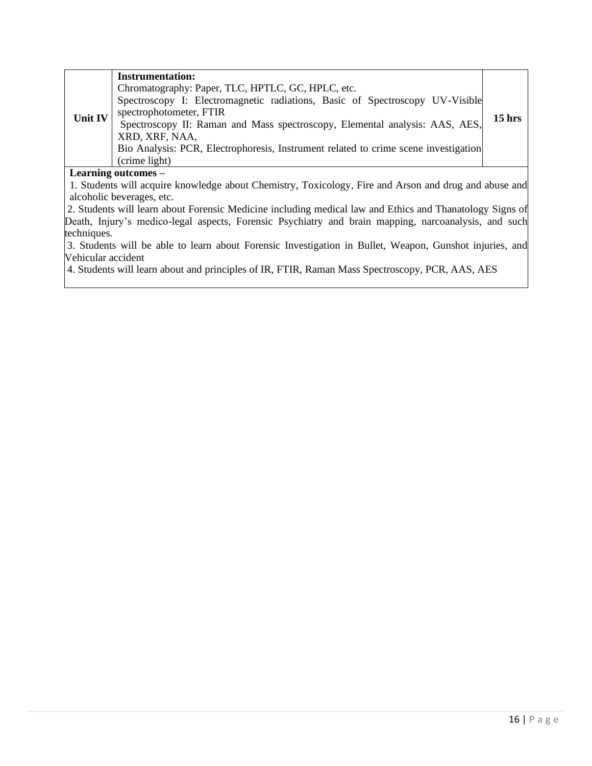| Unit IV | **Instrumentation:**<br>Chromatography: Paper, TLC, HPTLC, GC, HPLC, etc.<br>Spectroscopy I: Electromagnetic radiations, Basic of Spectroscopy UV-Visible spectrophotometer, FTIR<br>Spectroscopy II: Raman and Mass spectroscopy, Elemental analysis: AAS, AES, XRD, XRF, NAA,<br>Bio Analysis: PCR, Electrophoresis, Instrument related to crime scene investigation (crime light) | 15 hrs |
|---|---|---|

**Learning outcomes –**

1. Students will acquire knowledge about Chemistry, Toxicology, Fire and Arson and drug and abuse and alcoholic beverages, etc.
2. Students will learn about Forensic Medicine including medical law and Ethics and Thanatology Signs of Death, Injury's medico-legal aspects, Forensic Psychiatry and brain mapping, narcoanalysis, and such techniques.
3. Students will be able to learn about Forensic Investigation in Bullet, Weapon, Gunshot injuries, and Vehicular accident
4. Students will learn about and principles of IR, FTIR, Raman Mass Spectroscopy, PCR, AAS, AES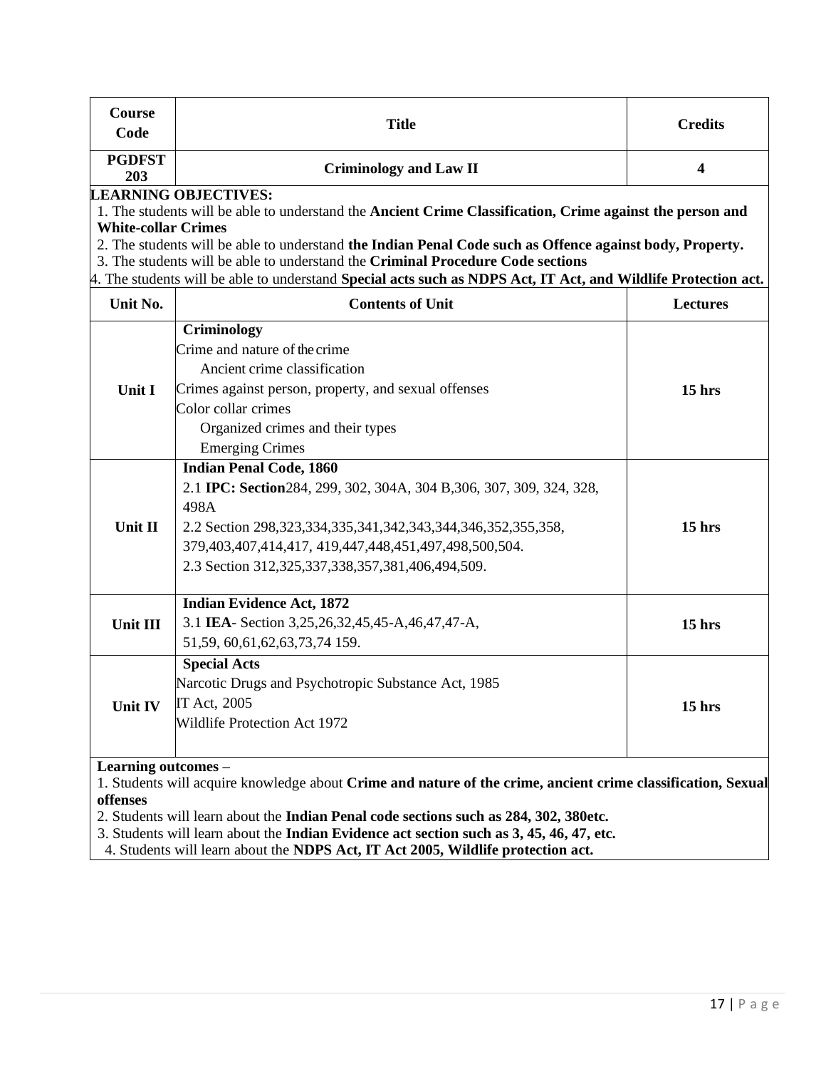| Course Code | Title | Credits |
|---|---|---|
| PGDFST 203 | Criminology and Law II | 4 |

**LEARNING OBJECTIVES:**

1. The students will be able to understand the **Ancient Crime Classification, Crime against the person and White-collar Crimes**
2. The students will be able to understand **the Indian Penal Code such as Offence against body, Property.**
3. The students will be able to understand the **Criminal Procedure Code sections**
4. The students will be able to understand **Special acts such as NDPS Act, IT Act, and Wildlife Protection act.**

| Unit No. | Contents of Unit | Lectures |
|---|---|---|
| Unit I | **Criminology**<br>Crime and nature of the crime<br>Ancient crime classification<br>Crimes against person, property, and sexual offenses<br>Color collar crimes<br>Organized crimes and their types<br>Emerging Crimes | 15 hrs |
| Unit II | **Indian Penal Code, 1860**<br>2.1 **IPC: Section**284, 299, 302, 304A, 304 B,306, 307, 309, 324, 328, 498A<br>2.2 Section 298,323,334,335,341,342,343,344,346,352,355,358, 379,403,407,414,417, 419,447,448,451,497,498,500,504.<br>2.3 Section 312,325,337,338,357,381,406,494,509. | 15 hrs |
| Unit III | **Indian Evidence Act, 1872**<br>3.1 **IEA**- Section 3,25,26,32,45,45-A,46,47,47-A, 51,59, 60,61,62,63,73,74 159. | 15 hrs |
| Unit IV | **Special Acts**<br>Narcotic Drugs and Psychotropic Substance Act, 1985<br>IT Act, 2005<br>Wildlife Protection Act 1972 | 15 hrs |

**Learning outcomes –**

1. Students will acquire knowledge about **Crime and nature of the crime, ancient crime classification, Sexual offenses**
2. Students will learn about the **Indian Penal code sections such as 284, 302, 380etc.**
3. Students will learn about the **Indian Evidence act section such as 3, 45, 46, 47, etc.**
4. Students will learn about the **NDPS Act, IT Act 2005, Wildlife protection act.**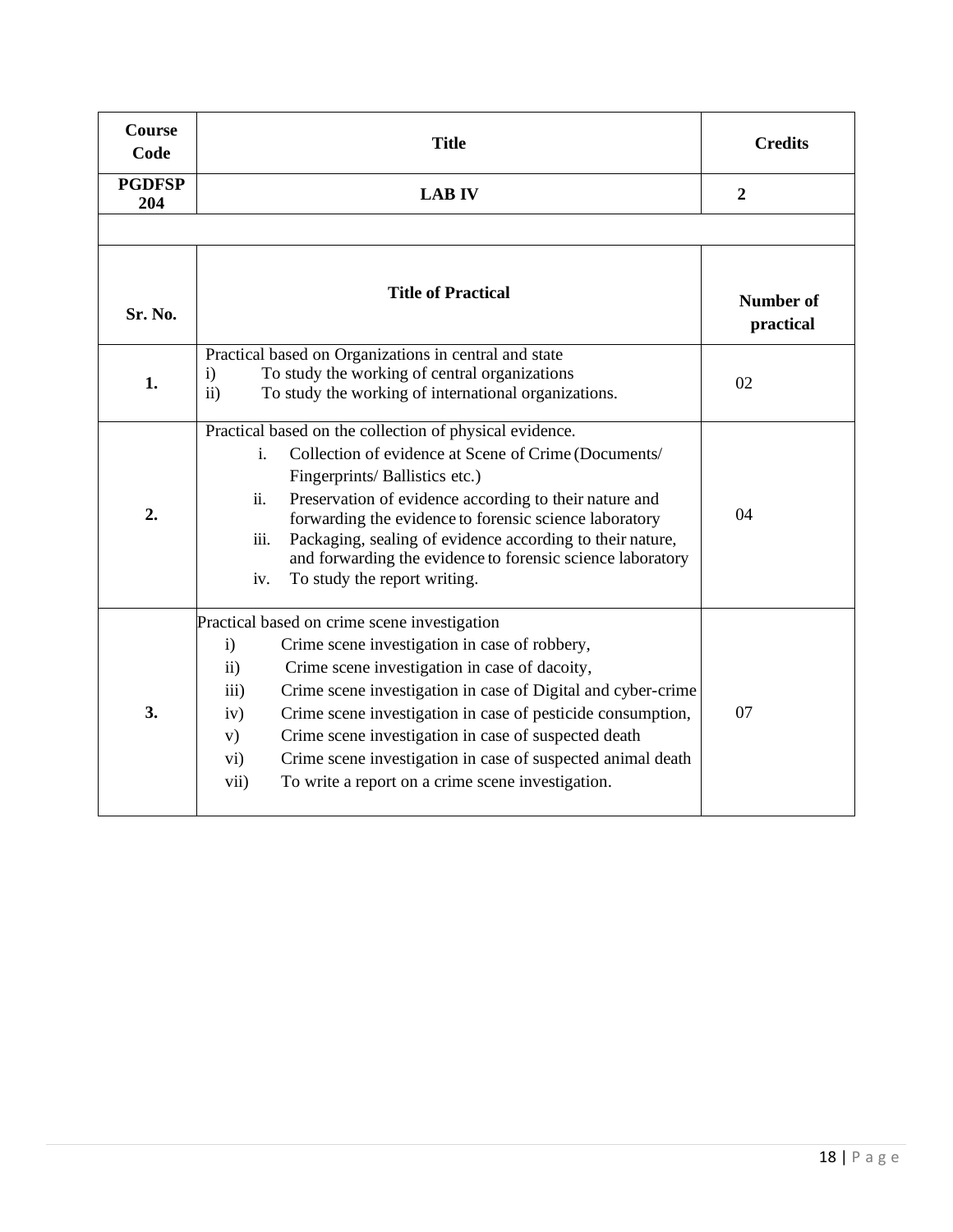| Course Code | Title | Credits |
|---|---|---|
| PGDFSP 204 | LAB IV | 2 |
| | | |
| Sr. No. | Title of Practical | Number of practical |
| 1. | Practical based on Organizations in central and state<br>i) To study the working of central organizations<br>ii) To study the working of international organizations. | 02 |
| 2. | Practical based on the collection of physical evidence.<br>i. Collection of evidence at Scene of Crime (Documents/ Fingerprints/ Ballistics etc.)<br>ii. Preservation of evidence according to their nature and forwarding the evidence to forensic science laboratory<br>iii. Packaging, sealing of evidence according to their nature, and forwarding the evidence to forensic science laboratory<br>iv. To study the report writing. | 04 |
| 3. | Practical based on crime scene investigation<br>i) Crime scene investigation in case of robbery,<br>ii) Crime scene investigation in case of dacoity,<br>iii) Crime scene investigation in case of Digital and cyber-crime<br>iv) Crime scene investigation in case of pesticide consumption,<br>v) Crime scene investigation in case of suspected death<br>vi) Crime scene investigation in case of suspected animal death<br>vii) To write a report on a crime scene investigation. | 07 |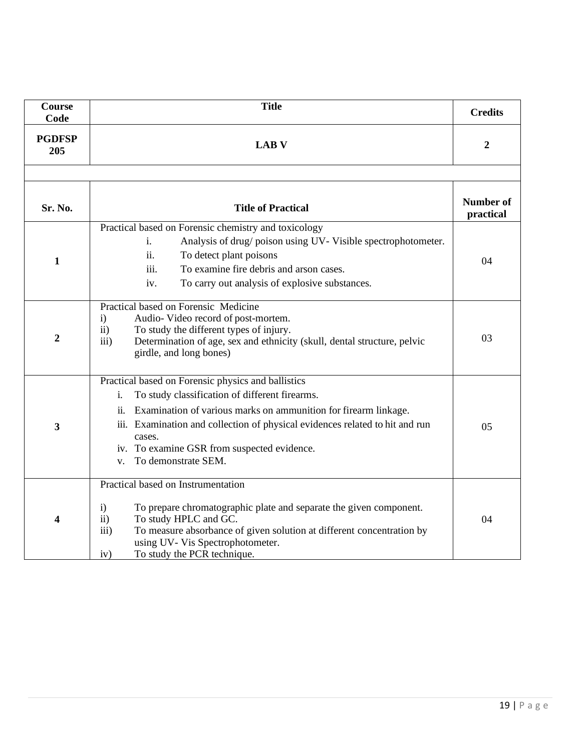| Course Code | Title | Credits |
|---|---|---|
| PGDFSP 205 | LAB V | 2 |

| Sr. No. | Title of Practical | Number of practical |
|---|---|---|
| 1 | Practical based on Forensic chemistry and toxicology<br>i. Analysis of drug/ poison using UV- Visible spectrophotometer.<br>ii. To detect plant poisons<br>iii. To examine fire debris and arson cases.<br>iv. To carry out analysis of explosive substances. | 04 |
| 2 | Practical based on Forensic Medicine<br>i) Audio- Video record of post-mortem.<br>ii) To study the different types of injury.<br>iii) Determination of age, sex and ethnicity (skull, dental structure, pelvic girdle, and long bones) | 03 |
| 3 | Practical based on Forensic physics and ballistics<br>i. To study classification of different firearms.<br>ii. Examination of various marks on ammunition for firearm linkage.<br>iii. Examination and collection of physical evidences related to hit and run cases.<br>iv. To examine GSR from suspected evidence.<br>v. To demonstrate SEM. | 05 |
| 4 | Practical based on Instrumentation<br>i) To prepare chromatographic plate and separate the given component.<br>ii) To study HPLC and GC.<br>iii) To measure absorbance of given solution at different concentration by using UV- Vis Spectrophotometer.<br>iv) To study the PCR technique. | 04 |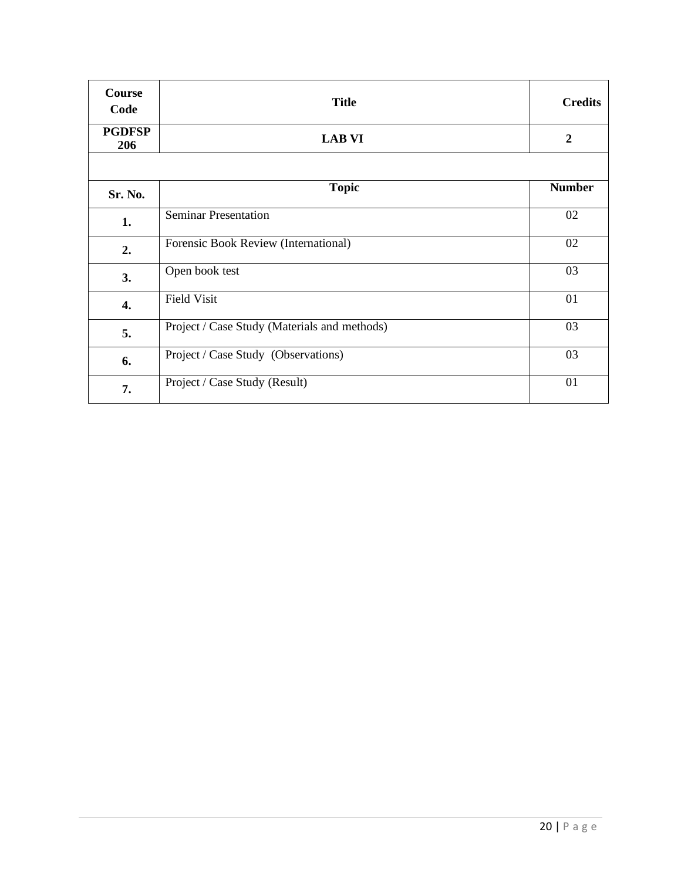| Course Code | Title | Credits |
|---|---|---|
| PGDFSP 206 | LAB VI | 2 |
| | | |
| **Sr. No.** | **Topic** | **Number** |
| **1.** | Seminar Presentation | 02 |
| **2.** | Forensic Book Review (International) | 02 |
| **3.** | Open book test | 03 |
| **4.** | Field Visit | 01 |
| **5.** | Project / Case Study (Materials and methods) | 03 |
| **6.** | Project / Case Study (Observations) | 03 |
| **7.** | Project / Case Study (Result) | 01 |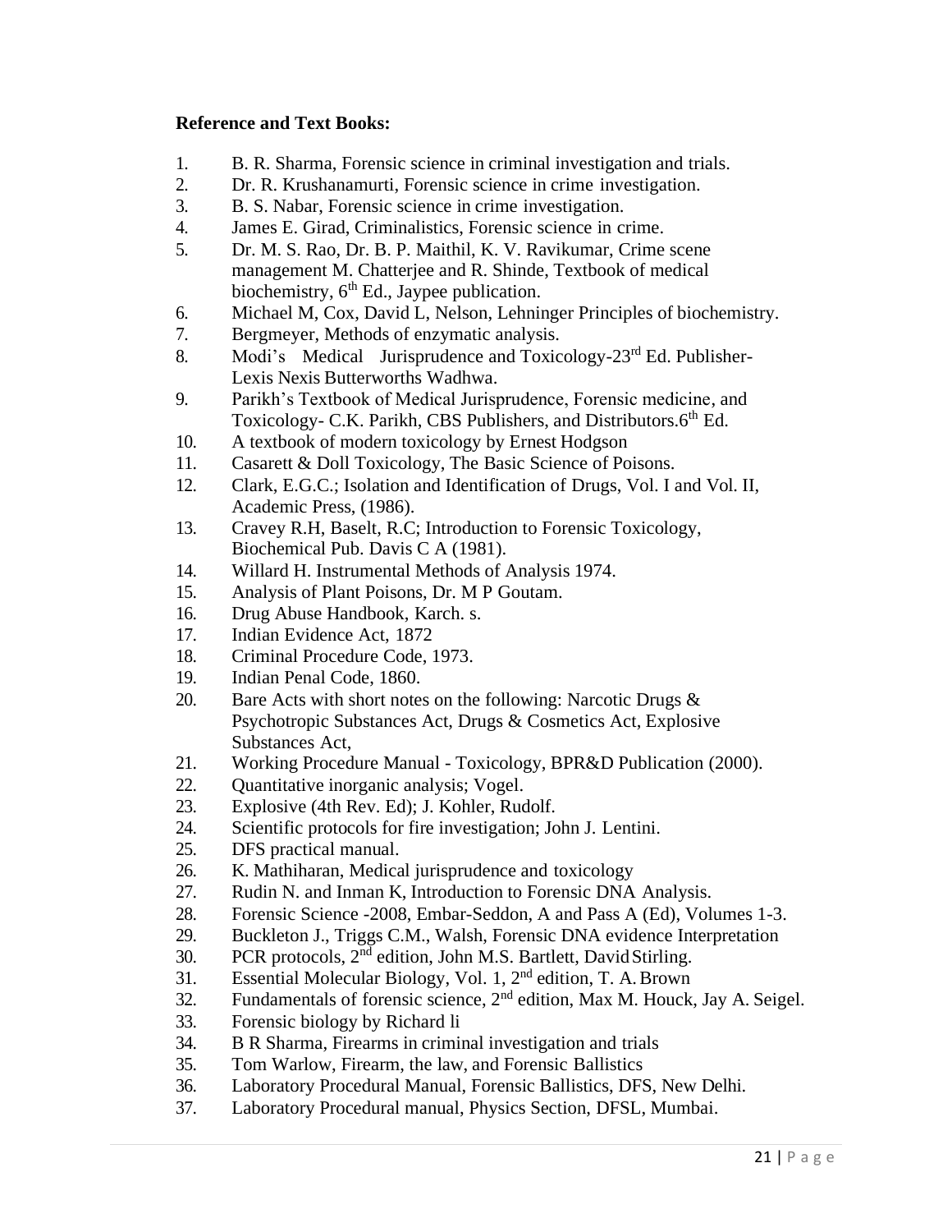**Reference and Text Books:**

1. B. R. Sharma, Forensic science in criminal investigation and trials.
2. Dr. R. Krushanamurti, Forensic science in crime investigation.
3. B. S. Nabar, Forensic science in crime investigation.
4. James E. Girad, Criminalistics, Forensic science in crime.
5. Dr. M. S. Rao, Dr. B. P. Maithil, K. V. Ravikumar, Crime scene management M. Chatterjee and R. Shinde, Textbook of medical biochemistry, 6th Ed., Jaypee publication.
6. Michael M, Cox, David L, Nelson, Lehninger Principles of biochemistry.
7. Bergmeyer, Methods of enzymatic analysis.
8. Modi's Medical Jurisprudence and Toxicology-23rd Ed. Publisher- Lexis Nexis Butterworths Wadhwa.
9. Parikh's Textbook of Medical Jurisprudence, Forensic medicine, and Toxicology- C.K. Parikh, CBS Publishers, and Distributors.6th Ed.
10. A textbook of modern toxicology by Ernest Hodgson
11. Casarett & Doll Toxicology, The Basic Science of Poisons.
12. Clark, E.G.C.; Isolation and Identification of Drugs, Vol. I and Vol. II, Academic Press, (1986).
13. Cravey R.H, Baselt, R.C; Introduction to Forensic Toxicology, Biochemical Pub. Davis C A (1981).
14. Willard H. Instrumental Methods of Analysis 1974.
15. Analysis of Plant Poisons, Dr. M P Goutam.
16. Drug Abuse Handbook, Karch. s.
17. Indian Evidence Act, 1872
18. Criminal Procedure Code, 1973.
19. Indian Penal Code, 1860.
20. Bare Acts with short notes on the following: Narcotic Drugs & Psychotropic Substances Act, Drugs & Cosmetics Act, Explosive Substances Act,
21. Working Procedure Manual - Toxicology, BPR&D Publication (2000).
22. Quantitative inorganic analysis; Vogel.
23. Explosive (4th Rev. Ed); J. Kohler, Rudolf.
24. Scientific protocols for fire investigation; John J. Lentini.
25. DFS practical manual.
26. K. Mathiharan, Medical jurisprudence and toxicology
27. Rudin N. and Inman K, Introduction to Forensic DNA Analysis.
28. Forensic Science -2008, Embar-Seddon, A and Pass A (Ed), Volumes 1-3.
29. Buckleton J., Triggs C.M., Walsh, Forensic DNA evidence Interpretation
30. PCR protocols, 2nd edition, John M.S. Bartlett, David Stirling.
31. Essential Molecular Biology, Vol. 1, 2nd edition, T. A. Brown
32. Fundamentals of forensic science, 2nd edition, Max M. Houck, Jay A. Seigel.
33. Forensic biology by Richard li
34. B R Sharma, Firearms in criminal investigation and trials
35. Tom Warlow, Firearm, the law, and Forensic Ballistics
36. Laboratory Procedural Manual, Forensic Ballistics, DFS, New Delhi.
37. Laboratory Procedural manual, Physics Section, DFSL, Mumbai.